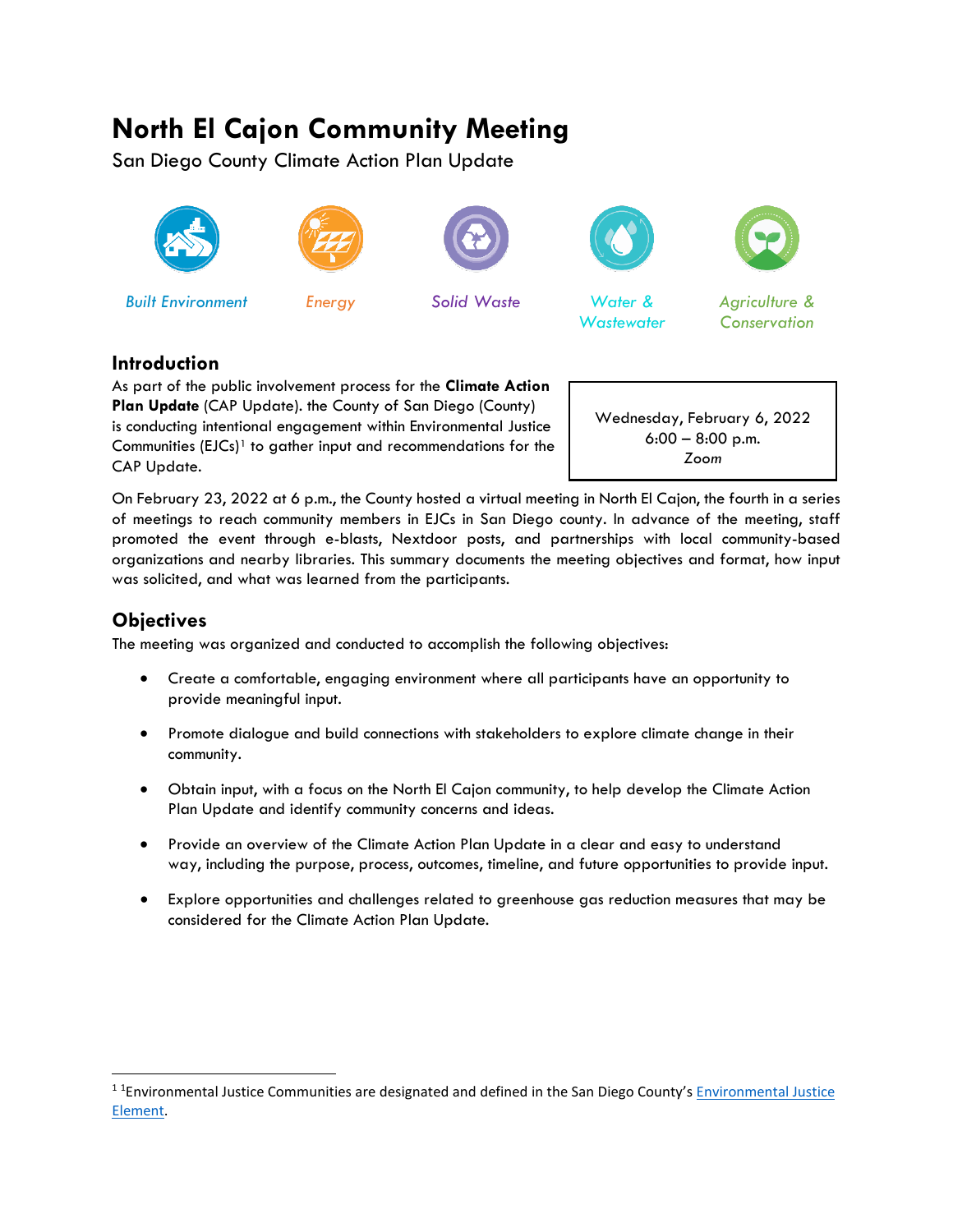# North El Cajon Community Meeting

San Diego County Climate Action Plan Update

*Built Environment* | *Energy* | *Solid Waste* | *Water & Wastewater* | *Agriculture & Conservation*

## Introduction

As part of the public involvement process for the **Climate Action Plan Update** (CAP Update). the County of San Diego (County) is conducting intentional engagement within Environmental Justice Communities (EJCs)[1] to gather input and recommendations for the CAP Update.

Wednesday, February 6, 2022
6:00 – 8:00 p.m.
*Zoom*

On February 23, 2022 at 6 p.m., the County hosted a virtual meeting in North El Cajon, the fourth in a series of meetings to reach community members in EJCs in San Diego county. In advance of the meeting, staff promoted the event through e-blasts, Nextdoor posts, and partnerships with local community-based organizations and nearby libraries. This summary documents the meeting objectives and format, how input was solicited, and what was learned from the participants.

## Objectives

The meeting was organized and conducted to accomplish the following objectives:

- Create a comfortable, engaging environment where all participants have an opportunity to provide meaningful input.
- Promote dialogue and build connections with stakeholders to explore climate change in their community.
- Obtain input, with a focus on the North El Cajon community, to help develop the Climate Action Plan Update and identify community concerns and ideas.
- Provide an overview of the Climate Action Plan Update in a clear and easy to understand way, including the purpose, process, outcomes, timeline, and future opportunities to provide input.
- Explore opportunities and challenges related to greenhouse gas reduction measures that may be considered for the Climate Action Plan Update.

---

[1] [1]Environmental Justice Communities are designated and defined in the San Diego County's Environmental Justice Element.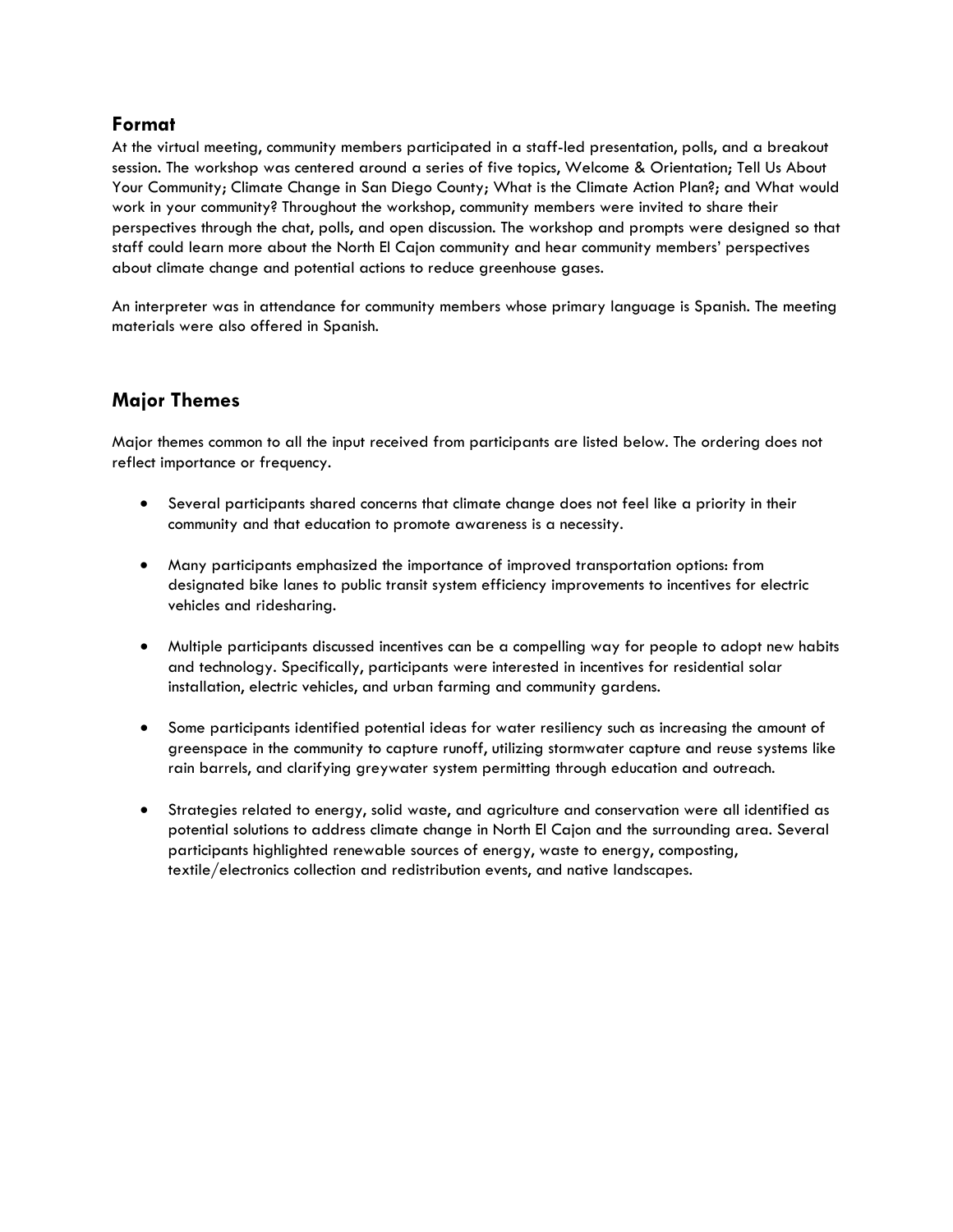## Format

At the virtual meeting, community members participated in a staff-led presentation, polls, and a breakout session. The workshop was centered around a series of five topics, Welcome & Orientation; Tell Us About Your Community; Climate Change in San Diego County; What is the Climate Action Plan?; and What would work in your community? Throughout the workshop, community members were invited to share their perspectives through the chat, polls, and open discussion. The workshop and prompts were designed so that staff could learn more about the North El Cajon community and hear community members' perspectives about climate change and potential actions to reduce greenhouse gases.

An interpreter was in attendance for community members whose primary language is Spanish. The meeting materials were also offered in Spanish.

## Major Themes

Major themes common to all the input received from participants are listed below. The ordering does not reflect importance or frequency.

- Several participants shared concerns that climate change does not feel like a priority in their community and that education to promote awareness is a necessity.
- Many participants emphasized the importance of improved transportation options: from designated bike lanes to public transit system efficiency improvements to incentives for electric vehicles and ridesharing.
- Multiple participants discussed incentives can be a compelling way for people to adopt new habits and technology. Specifically, participants were interested in incentives for residential solar installation, electric vehicles, and urban farming and community gardens.
- Some participants identified potential ideas for water resiliency such as increasing the amount of greenspace in the community to capture runoff, utilizing stormwater capture and reuse systems like rain barrels, and clarifying greywater system permitting through education and outreach.
- Strategies related to energy, solid waste, and agriculture and conservation were all identified as potential solutions to address climate change in North El Cajon and the surrounding area. Several participants highlighted renewable sources of energy, waste to energy, composting, textile/electronics collection and redistribution events, and native landscapes.